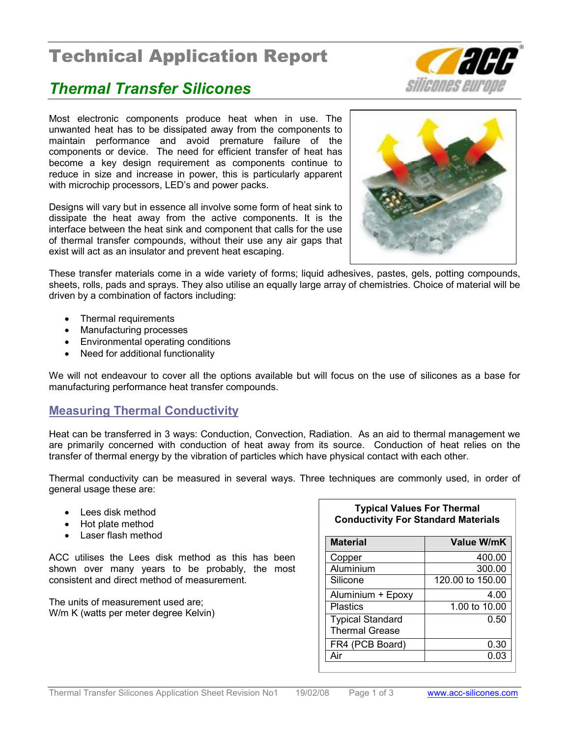# Technical Application Report

## *Thermal Transfer Silicones*

Most electronic components produce heat when in use. The unwanted heat has to be dissipated away from the components to maintain performance and avoid premature failure of the components or device. The need for efficient transfer of heat has become a key design requirement as components continue to reduce in size and increase in power, this is particularly apparent with microchip processors, LED's and power packs.

Designs will vary but in essence all involve some form of heat sink to dissipate the heat away from the active components. It is the interface between the heat sink and component that calls for the use of thermal transfer compounds, without their use any air gaps that exist will act as an insulator and prevent heat escaping.

These transfer materials come in a wide variety of forms; liquid adhesives, pastes, gels, potting compounds, sheets, rolls, pads and sprays. They also utilise an equally large array of chemistries. Choice of material will be driven by a combination of factors including:

- Thermal requirements
- Manufacturing processes
- Environmental operating conditions
- Need for additional functionality

We will not endeavour to cover all the options available but will focus on the use of silicones as a base for manufacturing performance heat transfer compounds.

## Measuring Thermal Conductivity

Heat can be transferred in 3 ways: Conduction, Convection, Radiation. As an aid to thermal management we are primarily concerned with conduction of heat away from its source. Conduction of heat relies on the transfer of thermal energy by the vibration of particles which have physical contact with each other.

Thermal conductivity can be measured in several ways. Three techniques are commonly used, in order of general usage these are:

- Lees disk method
- Hot plate method
- Laser flash method

ACC utilises the Lees disk method as this has been shown over many years to be probably, the most consistent and direct method of measurement.

The units of measurement used are;
W/m K (watts per meter degree Kelvin)

**Typical Values For Thermal Conductivity For Standard Materials**

| Material | Value W/mK |
|---|---|
| Copper | 400.00 |
| Aluminium | 300.00 |
| Silicone | 120.00 to 150.00 |
| Aluminium + Epoxy | 4.00 |
| Plastics | 1.00 to 10.00 |
| Typical Standard Thermal Grease | 0.50 |
| FR4 (PCB Board) | 0.30 |
| Air | 0.03 |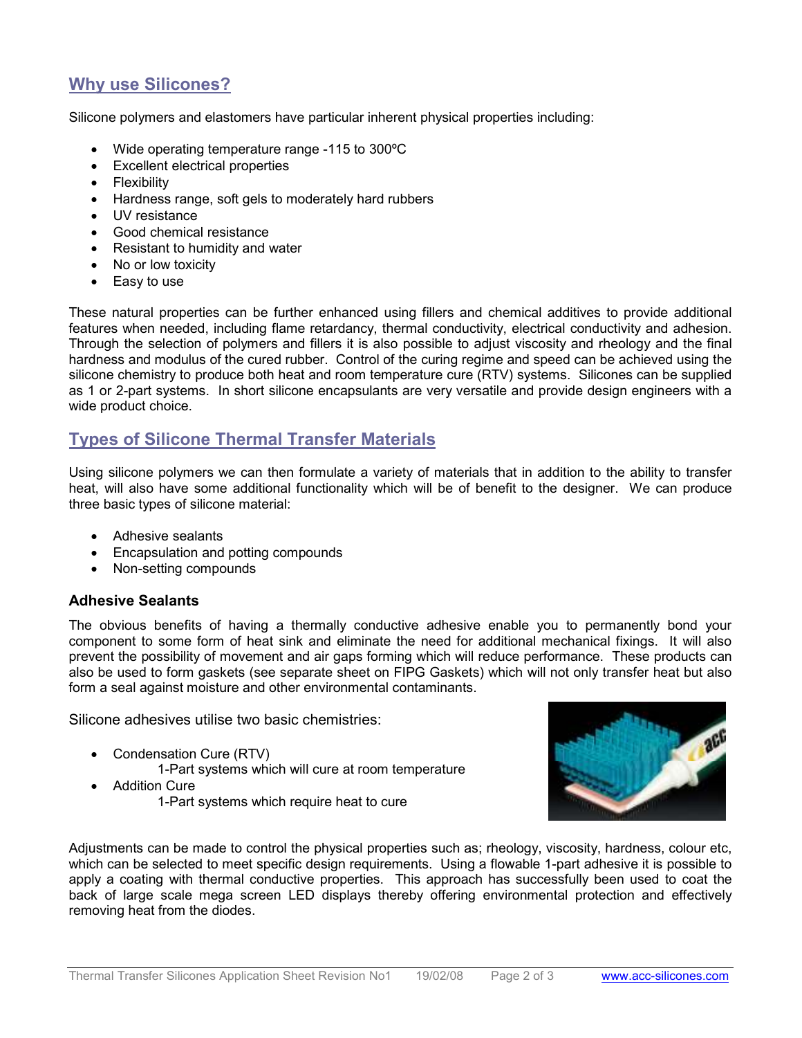## Why use Silicones?

Silicone polymers and elastomers have particular inherent physical properties including:

- Wide operating temperature range -115 to 300ºC
- Excellent electrical properties
- Flexibility
- Hardness range, soft gels to moderately hard rubbers
- UV resistance
- Good chemical resistance
- Resistant to humidity and water
- No or low toxicity
- Easy to use

These natural properties can be further enhanced using fillers and chemical additives to provide additional features when needed, including flame retardancy, thermal conductivity, electrical conductivity and adhesion. Through the selection of polymers and fillers it is also possible to adjust viscosity and rheology and the final hardness and modulus of the cured rubber. Control of the curing regime and speed can be achieved using the silicone chemistry to produce both heat and room temperature cure (RTV) systems. Silicones can be supplied as 1 or 2-part systems. In short silicone encapsulants are very versatile and provide design engineers with a wide product choice.

## Types of Silicone Thermal Transfer Materials

Using silicone polymers we can then formulate a variety of materials that in addition to the ability to transfer heat, will also have some additional functionality which will be of benefit to the designer. We can produce three basic types of silicone material:

- Adhesive sealants
- Encapsulation and potting compounds
- Non-setting compounds

### Adhesive Sealants

The obvious benefits of having a thermally conductive adhesive enable you to permanently bond your component to some form of heat sink and eliminate the need for additional mechanical fixings. It will also prevent the possibility of movement and air gaps forming which will reduce performance. These products can also be used to form gaskets (see separate sheet on FIPG Gaskets) which will not only transfer heat but also form a seal against moisture and other environmental contaminants.

Silicone adhesives utilise two basic chemistries:

- Condensation Cure (RTV)
  - 1-Part systems which will cure at room temperature
- Addition Cure
  - 1-Part systems which require heat to cure

Adjustments can be made to control the physical properties such as; rheology, viscosity, hardness, colour etc, which can be selected to meet specific design requirements. Using a flowable 1-part adhesive it is possible to apply a coating with thermal conductive properties. This approach has successfully been used to coat the back of large scale mega screen LED displays thereby offering environmental protection and effectively removing heat from the diodes.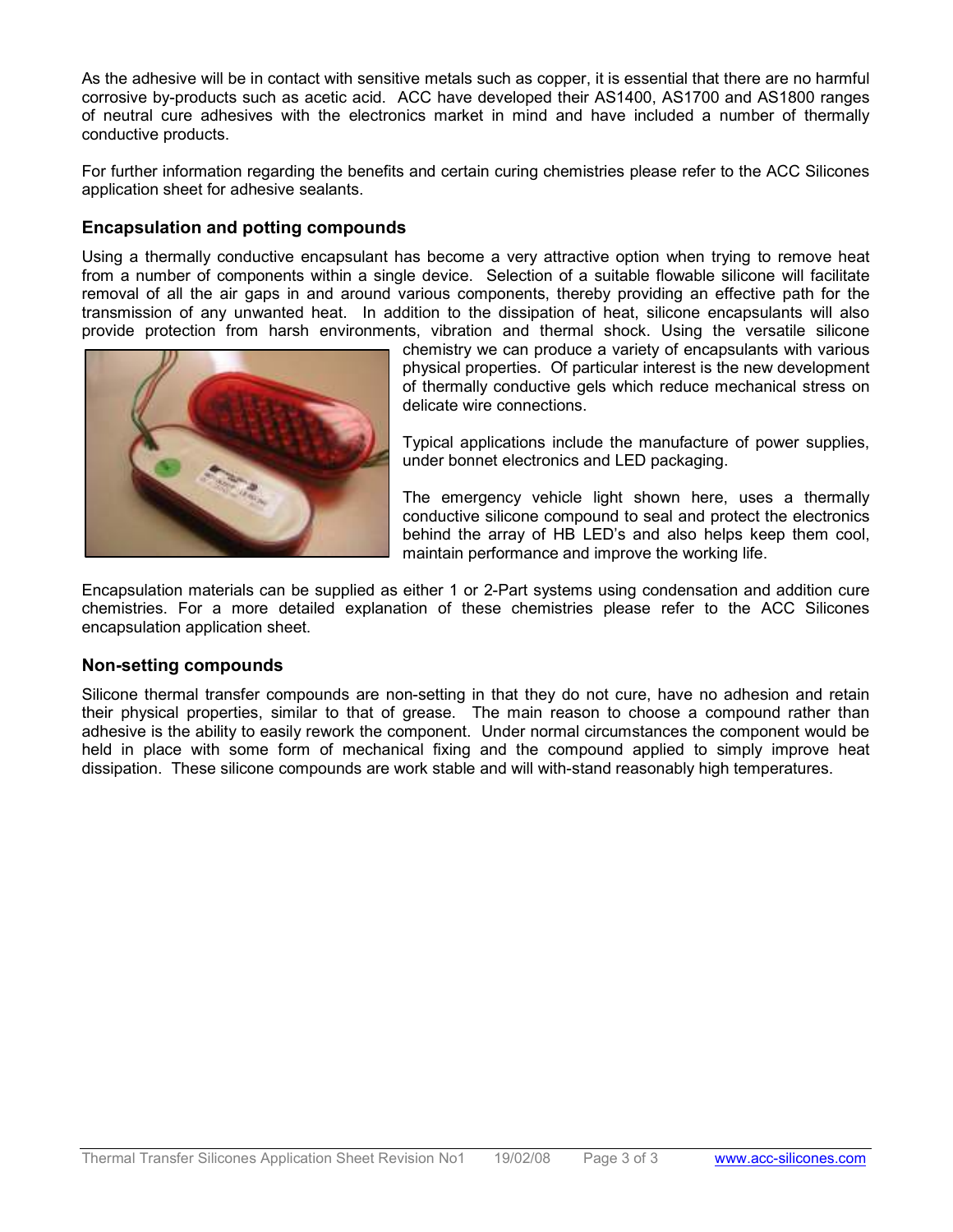As the adhesive will be in contact with sensitive metals such as copper, it is essential that there are no harmful corrosive by-products such as acetic acid. ACC have developed their AS1400, AS1700 and AS1800 ranges of neutral cure adhesives with the electronics market in mind and have included a number of thermally conductive products.

For further information regarding the benefits and certain curing chemistries please refer to the ACC Silicones application sheet for adhesive sealants.

### Encapsulation and potting compounds

Using a thermally conductive encapsulant has become a very attractive option when trying to remove heat from a number of components within a single device. Selection of a suitable flowable silicone will facilitate removal of all the air gaps in and around various components, thereby providing an effective path for the transmission of any unwanted heat. In addition to the dissipation of heat, silicone encapsulants will also provide protection from harsh environments, vibration and thermal shock. Using the versatile silicone chemistry we can produce a variety of encapsulants with various physical properties. Of particular interest is the new development of thermally conductive gels which reduce mechanical stress on delicate wire connections.

Typical applications include the manufacture of power supplies, under bonnet electronics and LED packaging.

The emergency vehicle light shown here, uses a thermally conductive silicone compound to seal and protect the electronics behind the array of HB LED's and also helps keep them cool, maintain performance and improve the working life.

Encapsulation materials can be supplied as either 1 or 2-Part systems using condensation and addition cure chemistries. For a more detailed explanation of these chemistries please refer to the ACC Silicones encapsulation application sheet.

### Non-setting compounds

Silicone thermal transfer compounds are non-setting in that they do not cure, have no adhesion and retain their physical properties, similar to that of grease. The main reason to choose a compound rather than adhesive is the ability to easily rework the component. Under normal circumstances the component would be held in place with some form of mechanical fixing and the compound applied to simply improve heat dissipation. These silicone compounds are work stable and will with-stand reasonably high temperatures.